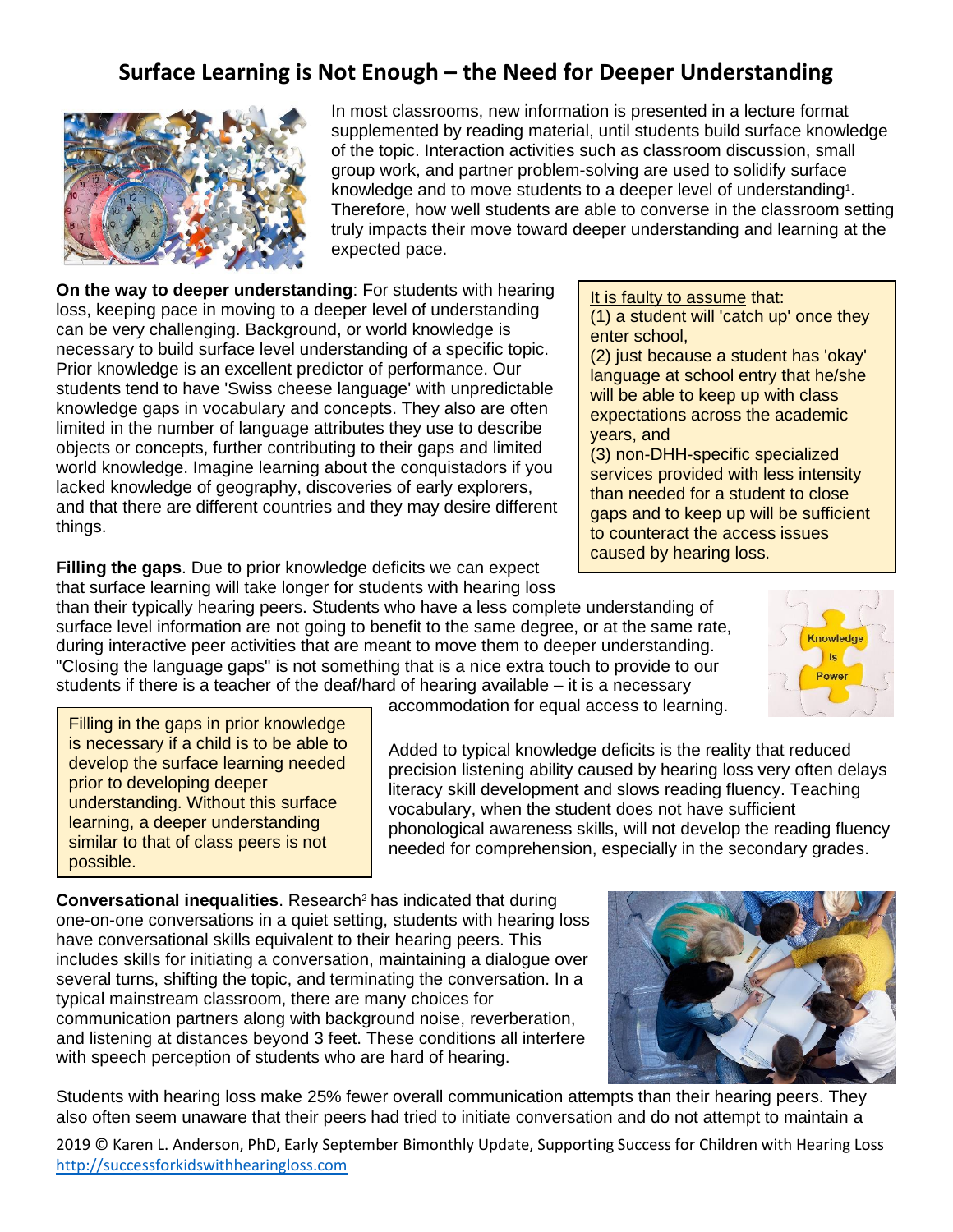# Surface Learning is Not Enough – the Need for Deeper Understanding

In most classrooms, new information is presented in a lecture format supplemented by reading material, until students build surface knowledge of the topic. Interaction activities such as classroom discussion, small group work, and partner problem-solving are used to solidify surface knowledge and to move students to a deeper level of understanding[1]. Therefore, how well students are able to converse in the classroom setting truly impacts their move toward deeper understanding and learning at the expected pace.

**On the way to deeper understanding**: For students with hearing loss, keeping pace in moving to a deeper level of understanding can be very challenging. Background, or world knowledge is necessary to build surface level understanding of a specific topic. Prior knowledge is an excellent predictor of performance. Our students tend to have 'Swiss cheese language' with unpredictable knowledge gaps in vocabulary and concepts. They also are often limited in the number of language attributes they use to describe objects or concepts, further contributing to their gaps and limited world knowledge. Imagine learning about the conquistadors if you lacked knowledge of geography, discoveries of early explorers, and that there are different countries and they may desire different things.

> <u>It is faulty to assume</u> that:
> (1) a student will 'catch up' once they enter school,
> (2) just because a student has 'okay' language at school entry that he/she will be able to keep up with class expectations across the academic years, and
> (3) non-DHH-specific specialized services provided with less intensity than needed for a student to close gaps and to keep up will be sufficient to counteract the access issues caused by hearing loss.

**Filling the gaps**. Due to prior knowledge deficits we can expect that surface learning will take longer for students with hearing loss than their typically hearing peers. Students who have a less complete understanding of surface level information are not going to benefit to the same degree, or at the same rate, during interactive peer activities that are meant to move them to deeper understanding. "Closing the language gaps" is not something that is a nice extra touch to provide to our students if there is a teacher of the deaf/hard of hearing available – it is a necessary accommodation for equal access to learning.

> Filling in the gaps in prior knowledge is necessary if a child is to be able to develop the surface learning needed prior to developing deeper understanding. Without this surface learning, a deeper understanding similar to that of class peers is not possible.

Added to typical knowledge deficits is the reality that reduced precision listening ability caused by hearing loss very often delays literacy skill development and slows reading fluency. Teaching vocabulary, when the student does not have sufficient phonological awareness skills, will not develop the reading fluency needed for comprehension, especially in the secondary grades.

**Conversational inequalities**. Research[2] has indicated that during one-on-one conversations in a quiet setting, students with hearing loss have conversational skills equivalent to their hearing peers. This includes skills for initiating a conversation, maintaining a dialogue over several turns, shifting the topic, and terminating the conversation. In a typical mainstream classroom, there are many choices for communication partners along with background noise, reverberation, and listening at distances beyond 3 feet. These conditions all interfere with speech perception of students who are hard of hearing.

Students with hearing loss make 25% fewer overall communication attempts than their hearing peers. They also often seem unaware that their peers had tried to initiate conversation and do not attempt to maintain a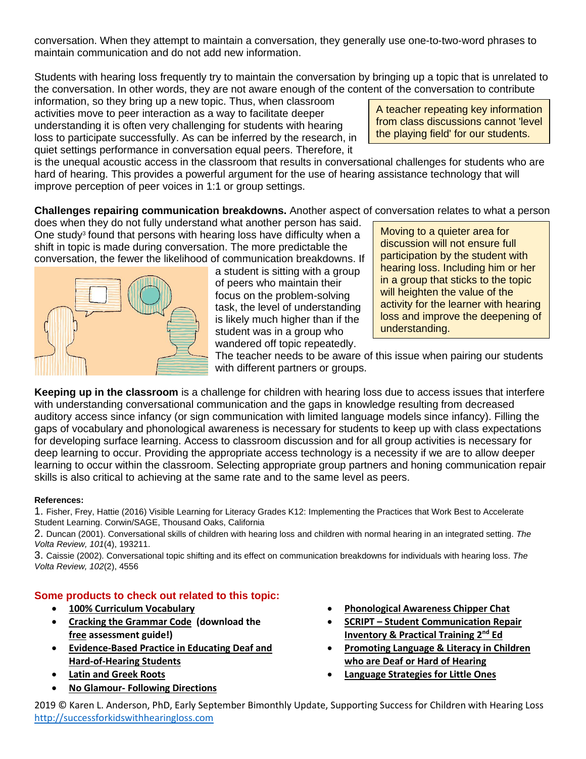conversation. When they attempt to maintain a conversation, they generally use one-to-two-word phrases to maintain communication and do not add new information.

Students with hearing loss frequently try to maintain the conversation by bringing up a topic that is unrelated to the conversation. In other words, they are not aware enough of the content of the conversation to contribute information, so they bring up a new topic. Thus, when classroom activities move to peer interaction as a way to facilitate deeper understanding it is often very challenging for students with hearing loss to participate successfully. As can be inferred by the research, in quiet settings performance in conversation equal peers. Therefore, it is the unequal acoustic access in the classroom that results in conversational challenges for students who are hard of hearing. This provides a powerful argument for the use of hearing assistance technology that will improve perception of peer voices in 1:1 or group settings.

> A teacher repeating key information from class discussions cannot 'level the playing field' for our students.

**Challenges repairing communication breakdowns.** Another aspect of conversation relates to what a person does when they do not fully understand what another person has said. One study[3] found that persons with hearing loss have difficulty when a shift in topic is made during conversation. The more predictable the conversation, the fewer the likelihood of communication breakdowns. If a student is sitting with a group of peers who maintain their focus on the problem-solving task, the level of understanding is likely much higher than if the student was in a group who wandered off topic repeatedly. The teacher needs to be aware of this issue when pairing our students with different partners or groups.

> Moving to a quieter area for discussion will not ensure full participation by the student with hearing loss. Including him or her in a group that sticks to the topic will heighten the value of the activity for the learner with hearing loss and improve the deepening of understanding.

**Keeping up in the classroom** is a challenge for children with hearing loss due to access issues that interfere with understanding conversational communication and the gaps in knowledge resulting from decreased auditory access since infancy (or sign communication with limited language models since infancy). Filling the gaps of vocabulary and phonological awareness is necessary for students to keep up with class expectations for developing surface learning. Access to classroom discussion and for all group activities is necessary for deep learning to occur. Providing the appropriate access technology is a necessity if we are to allow deeper learning to occur within the classroom. Selecting appropriate group partners and honing communication repair skills is also critical to achieving at the same rate and to the same level as peers.

**References:**

1. Fisher, Frey, Hattie (2016) Visible Learning for Literacy Grades K12: Implementing the Practices that Work Best to Accelerate Student Learning. Corwin/SAGE, Thousand Oaks, California
2. Duncan (2001). Conversational skills of children with hearing loss and children with normal hearing in an integrated setting. *The Volta Review, 101*(4), 193211.
3. Caissie (2002). Conversational topic shifting and its effect on communication breakdowns for individuals with hearing loss. *The Volta Review, 102*(2), 4556

## Some products to check out related to this topic:

- **100% Curriculum Vocabulary**
- **Cracking the Grammar Code (download the free assessment guide!)**
- **Evidence-Based Practice in Educating Deaf and Hard-of-Hearing Students**
- **Latin and Greek Roots**
- **No Glamour- Following Directions**
- **Phonological Awareness Chipper Chat**
- **SCRIPT – Student Communication Repair Inventory & Practical Training 2nd Ed**
- **Promoting Language & Literacy in Children who are Deaf or Hard of Hearing**
- **Language Strategies for Little Ones**

2019 © Karen L. Anderson, PhD, Early September Bimonthly Update, Supporting Success for Children with Hearing Loss http://successforkidswithhearingloss.com